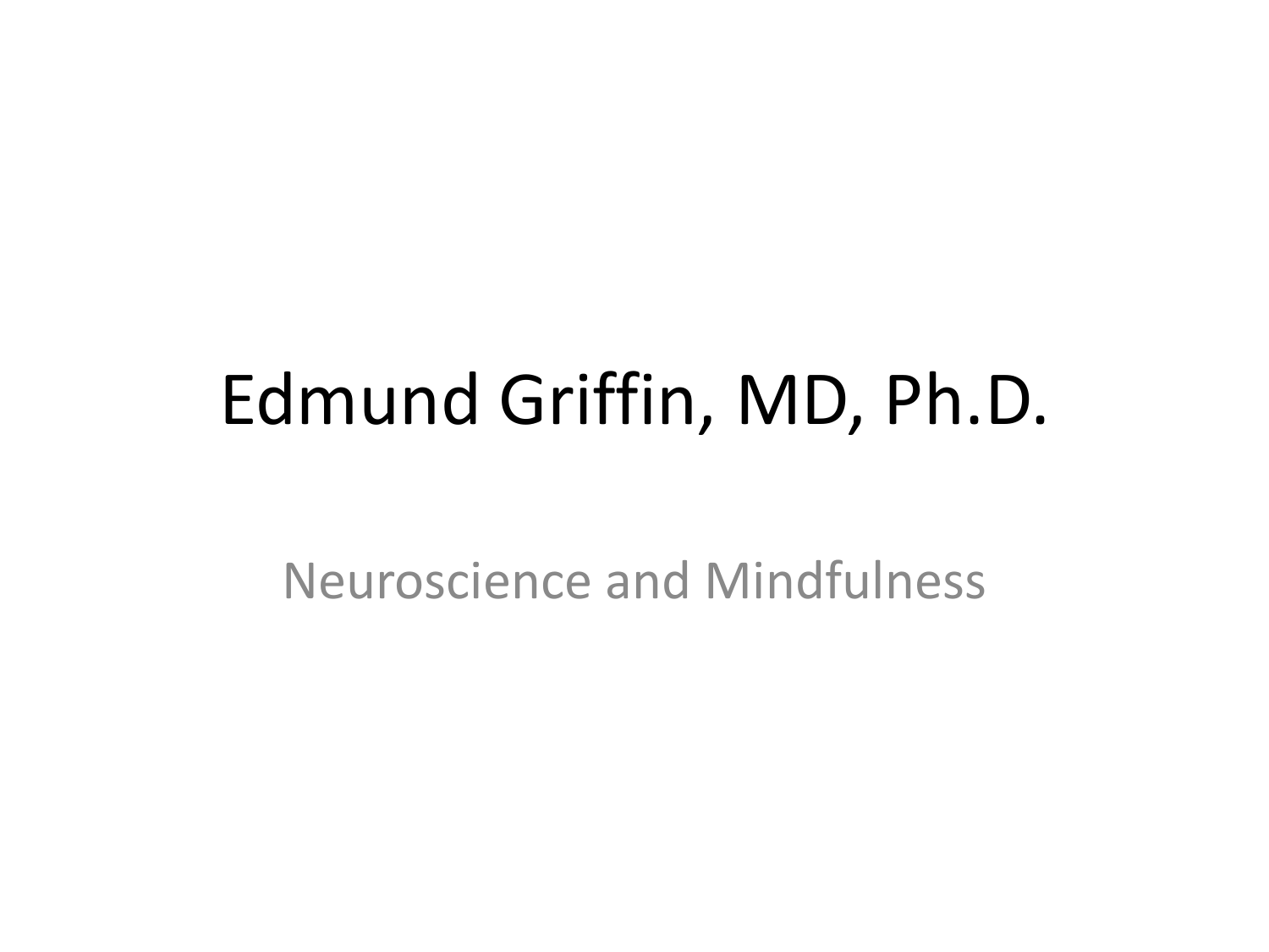# Edmund Griffin, MD, Ph.D.

Neuroscience and Mindfulness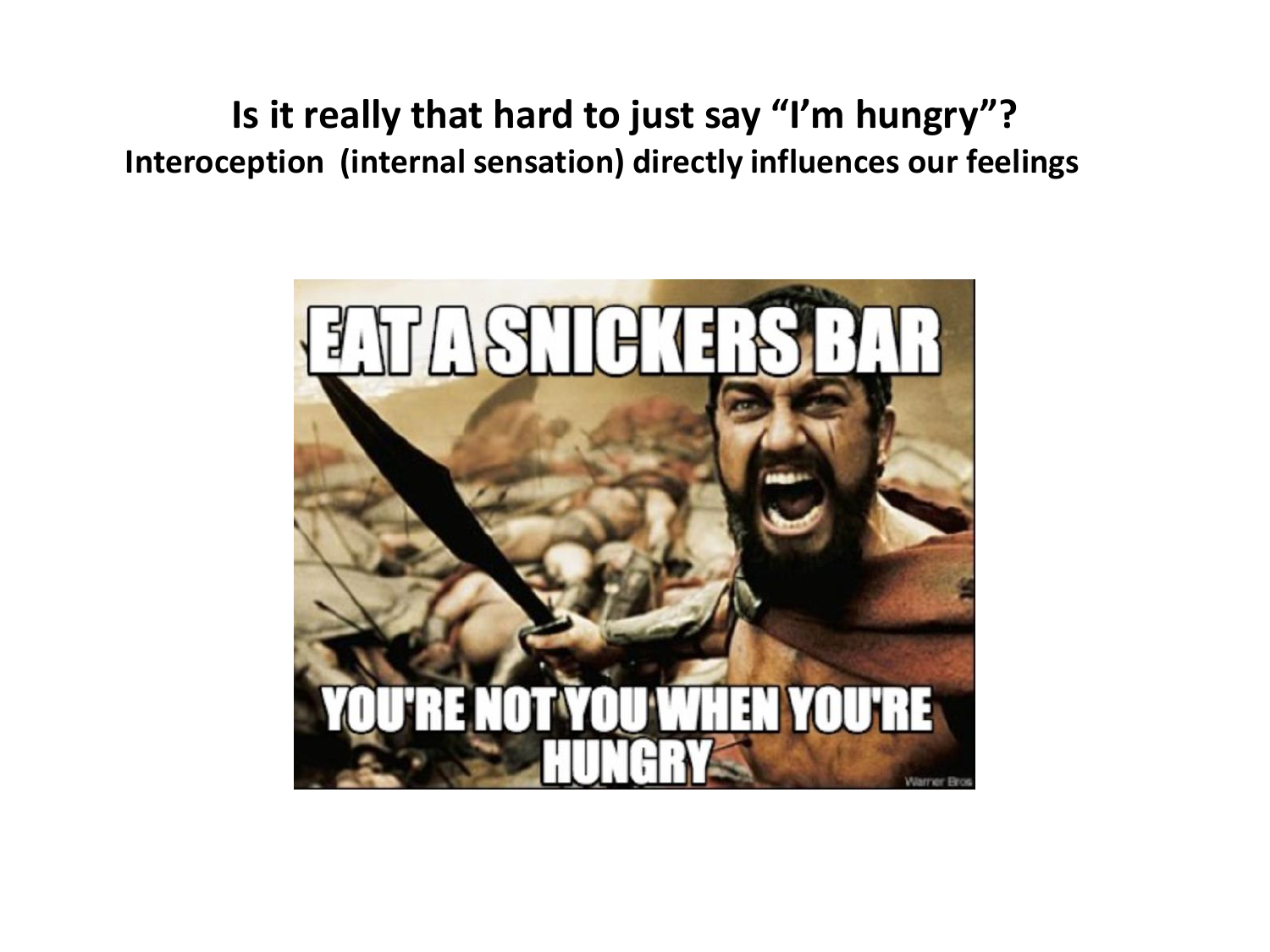**Is it really that hard to just say "I'm hungry"?**

**Interoception (internal sensation) directly influences our feelings**

EAT A SNICKERS BAR

YOU'RE NOT YOU WHEN YOU'RE HUNGRY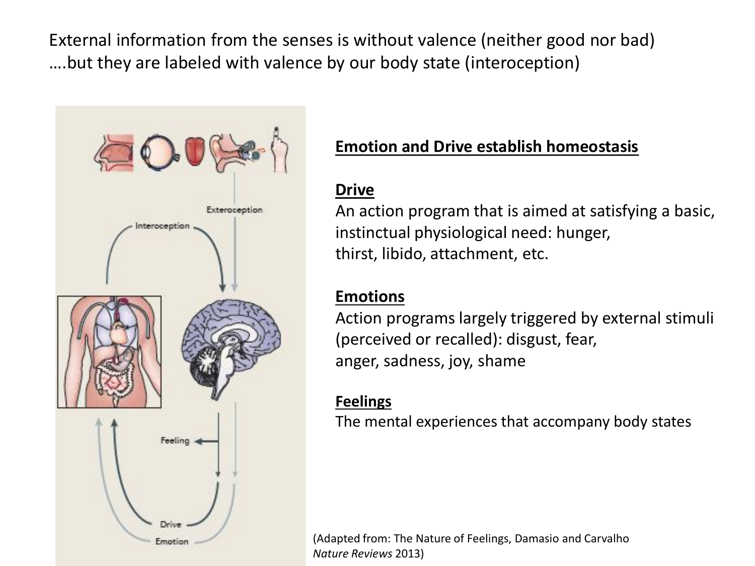External information from the senses is without valence (neither good nor bad)
….but they are labeled with valence by our body state (interoception)

**Emotion and Drive establish homeostasis**

**Drive**
An action program that is aimed at satisfying a basic, instinctual physiological need: hunger, thirst, libido, attachment, etc.

**Emotions**
Action programs largely triggered by external stimuli (perceived or recalled): disgust, fear, anger, sadness, joy, shame

**Feelings**
The mental experiences that accompany body states

(Adapted from: The Nature of Feelings, Damasio and Carvalho *Nature Reviews* 2013)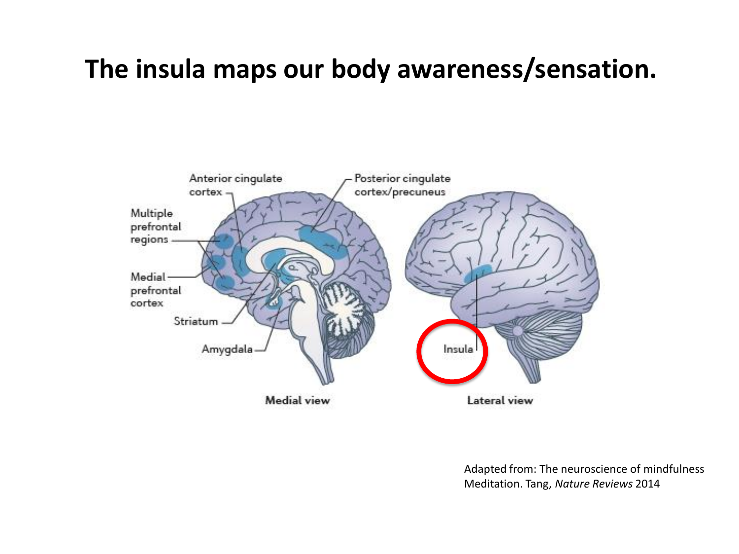# The insula maps our body awareness/sensation.

Anterior cingulate cortex

Posterior cingulate cortex/precuneus

Multiple prefrontal regions

Medial prefrontal cortex

Striatum

Amygdala

Insula

Medial view

Lateral view

Adapted from: The neuroscience of mindfulness Meditation. Tang, *Nature Reviews* 2014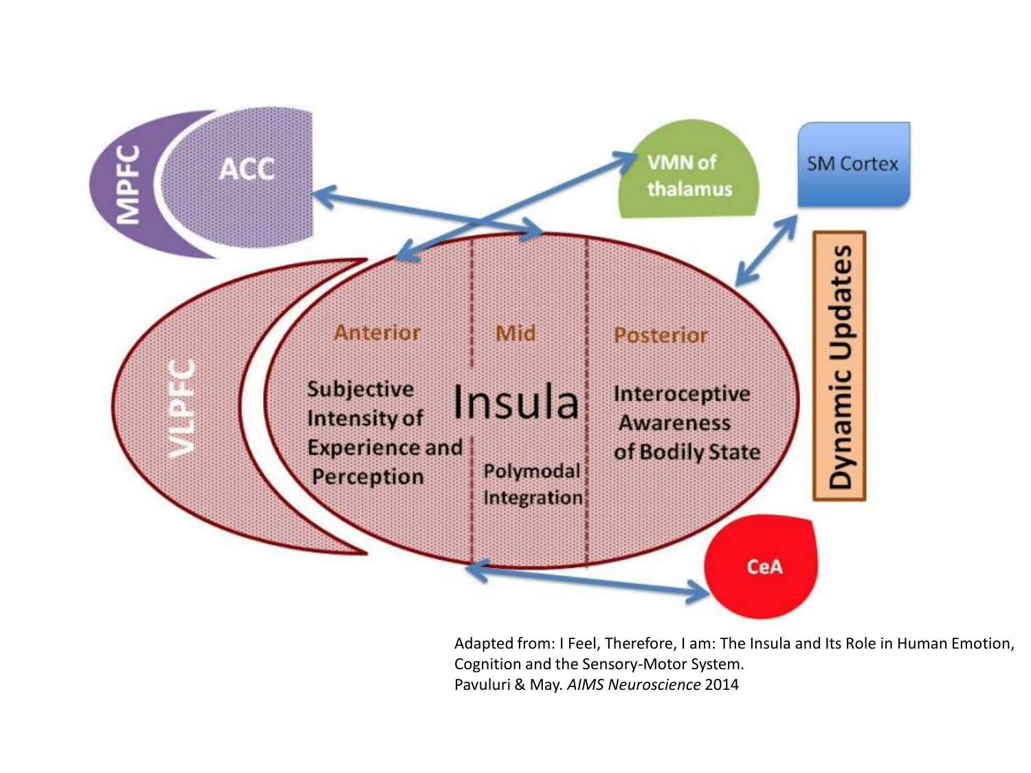MPFC

ACC

VMN of thalamus

SM Cortex

VLPFC

Anterior

Subjective Intensity of Experience and Perception

Mid

Insula

Polymodal Integration

Posterior

Interoceptive Awareness of Bodily State

Dynamic Updates

CeA

Adapted from: I Feel, Therefore, I am: The Insula and Its Role in Human Emotion, Cognition and the Sensory-Motor System.
Pavuluri & May. *AIMS Neuroscience* 2014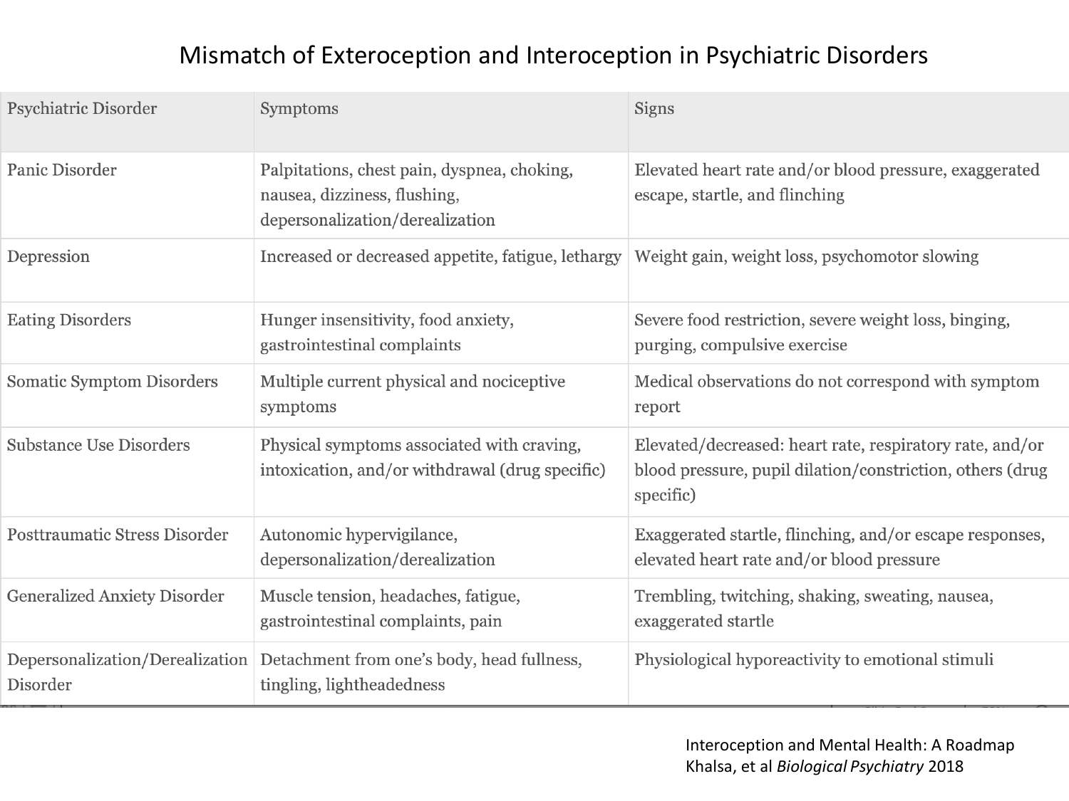# Mismatch of Exteroception and Interoception in Psychiatric Disorders

| Psychiatric Disorder | Symptoms | Signs |
| --- | --- | --- |
| Panic Disorder | Palpitations, chest pain, dyspnea, choking, nausea, dizziness, flushing, depersonalization/derealization | Elevated heart rate and/or blood pressure, exaggerated escape, startle, and flinching |
| Depression | Increased or decreased appetite, fatigue, lethargy | Weight gain, weight loss, psychomotor slowing |
| Eating Disorders | Hunger insensitivity, food anxiety, gastrointestinal complaints | Severe food restriction, severe weight loss, binging, purging, compulsive exercise |
| Somatic Symptom Disorders | Multiple current physical and nociceptive symptoms | Medical observations do not correspond with symptom report |
| Substance Use Disorders | Physical symptoms associated with craving, intoxication, and/or withdrawal (drug specific) | Elevated/decreased: heart rate, respiratory rate, and/or blood pressure, pupil dilation/constriction, others (drug specific) |
| Posttraumatic Stress Disorder | Autonomic hypervigilance, depersonalization/derealization | Exaggerated startle, flinching, and/or escape responses, elevated heart rate and/or blood pressure |
| Generalized Anxiety Disorder | Muscle tension, headaches, fatigue, gastrointestinal complaints, pain | Trembling, twitching, shaking, sweating, nausea, exaggerated startle |
| Depersonalization/Derealization Disorder | Detachment from one's body, head fullness, tingling, lightheadedness | Physiological hyporeactivity to emotional stimuli |

Interoception and Mental Health: A Roadmap
Khalsa, et al *Biological Psychiatry* 2018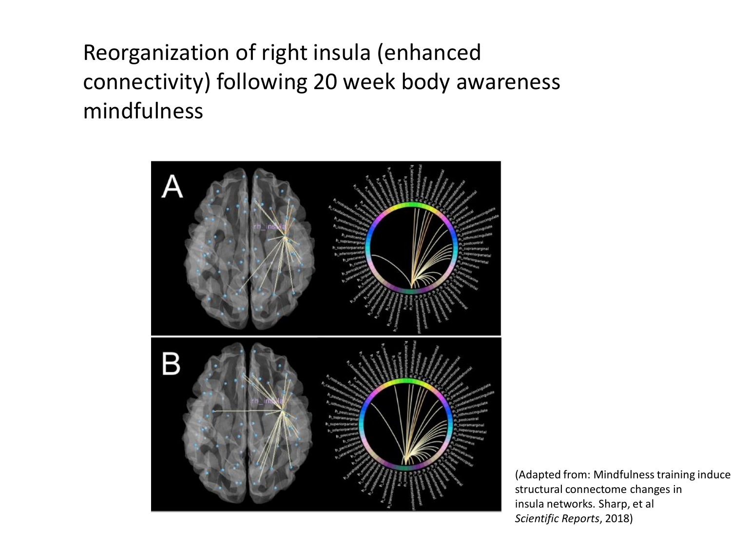# Reorganization of right insula (enhanced connectivity) following 20 week body awareness mindfulness

A

B

(Adapted from: Mindfulness training induce structural connectome changes in insula networks. Sharp, et al *Scientific Reports*, 2018)